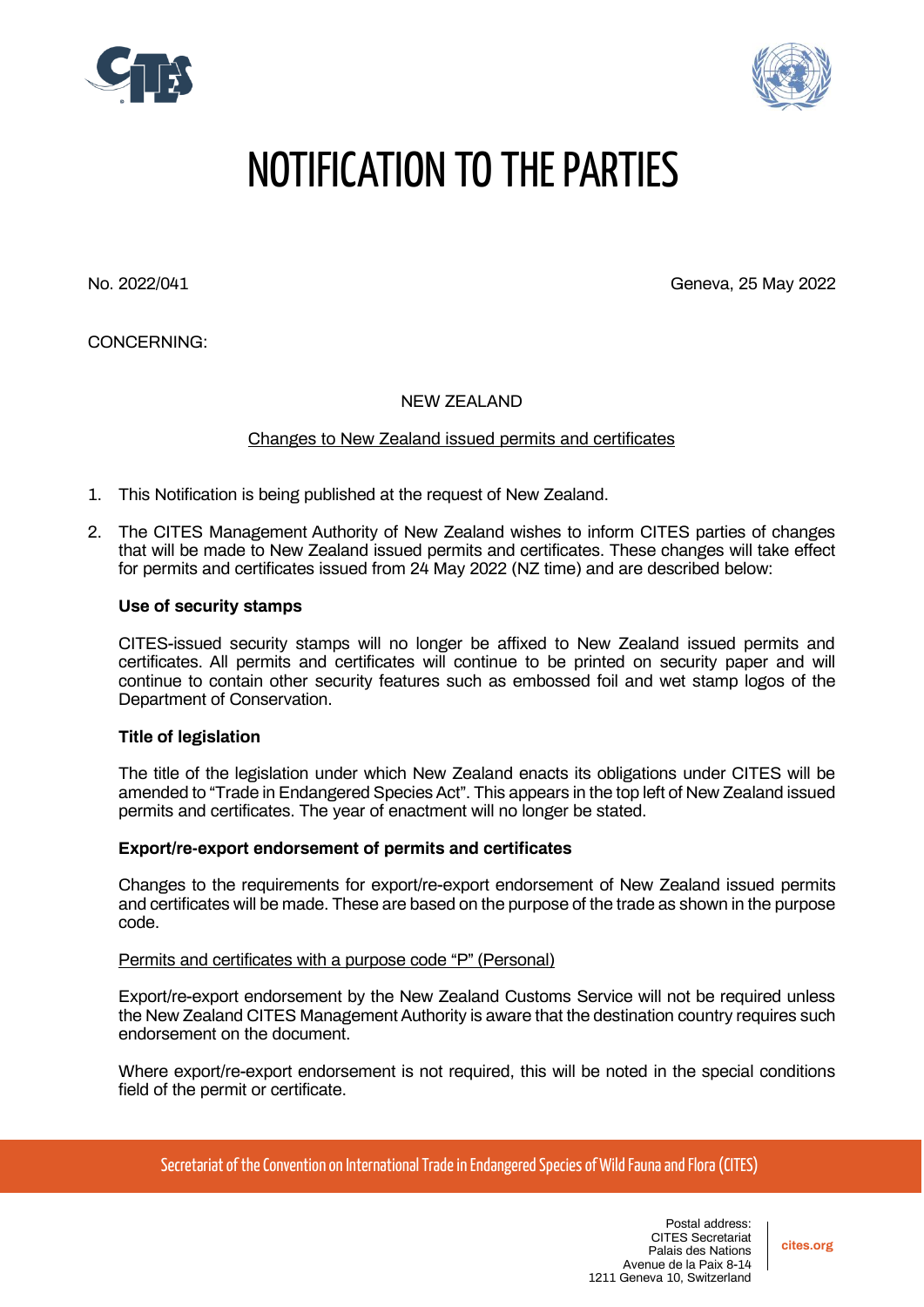# NOTIFICATION TO THE PARTIES

No. 2022/041

Geneva, 25 May 2022

CONCERNING:

NEW ZEALAND

Changes to New Zealand issued permits and certificates

1. This Notification is being published at the request of New Zealand.

2. The CITES Management Authority of New Zealand wishes to inform CITES parties of changes that will be made to New Zealand issued permits and certificates. These changes will take effect for permits and certificates issued from 24 May 2022 (NZ time) and are described below:

   **Use of security stamps**

   CITES-issued security stamps will no longer be affixed to New Zealand issued permits and certificates. All permits and certificates will continue to be printed on security paper and will continue to contain other security features such as embossed foil and wet stamp logos of the Department of Conservation.

   **Title of legislation**

   The title of the legislation under which New Zealand enacts its obligations under CITES will be amended to "Trade in Endangered Species Act". This appears in the top left of New Zealand issued permits and certificates. The year of enactment will no longer be stated.

   **Export/re-export endorsement of permits and certificates**

   Changes to the requirements for export/re-export endorsement of New Zealand issued permits and certificates will be made. These are based on the purpose of the trade as shown in the purpose code.

   Permits and certificates with a purpose code "P" (Personal)

   Export/re-export endorsement by the New Zealand Customs Service will not be required unless the New Zealand CITES Management Authority is aware that the destination country requires such endorsement on the document.

   Where export/re-export endorsement is not required, this will be noted in the special conditions field of the permit or certificate.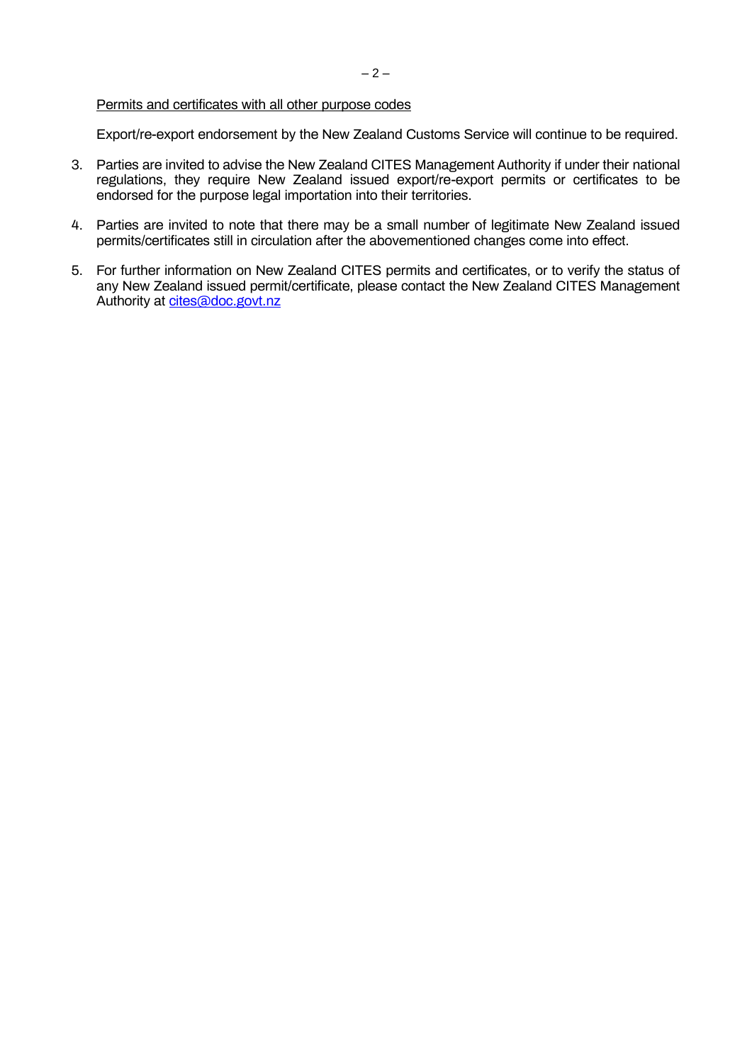Permits and certificates with all other purpose codes

Export/re-export endorsement by the New Zealand Customs Service will continue to be required.

3. Parties are invited to advise the New Zealand CITES Management Authority if under their national regulations, they require New Zealand issued export/re-export permits or certificates to be endorsed for the purpose legal importation into their territories.

4. Parties are invited to note that there may be a small number of legitimate New Zealand issued permits/certificates still in circulation after the abovementioned changes come into effect.

5. For further information on New Zealand CITES permits and certificates, or to verify the status of any New Zealand issued permit/certificate, please contact the New Zealand CITES Management Authority at cites@doc.govt.nz